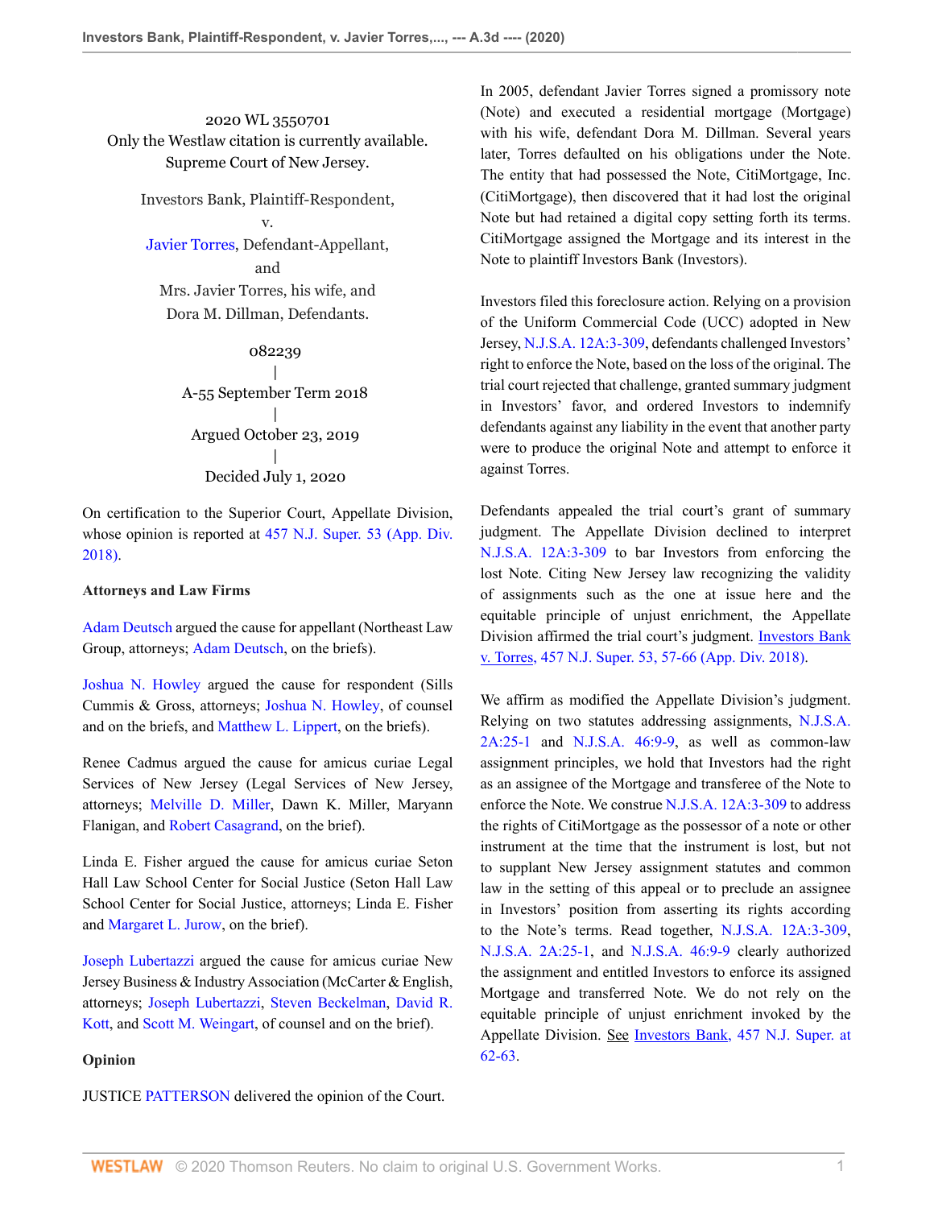2020 WL 3550701
Only the Westlaw citation is currently available.
Supreme Court of New Jersey.

Investors Bank, Plaintiff-Respondent,
v.
Javier Torres, Defendant-Appellant,
and
Mrs. Javier Torres, his wife, and
Dora M. Dillman, Defendants.

082239
|
A-55 September Term 2018
|
Argued October 23, 2019
|
Decided July 1, 2020

On certification to the Superior Court, Appellate Division, whose opinion is reported at 457 N.J. Super. 53 (App. Div. 2018).

**Attorneys and Law Firms**

Adam Deutsch argued the cause for appellant (Northeast Law Group, attorneys; Adam Deutsch, on the briefs).

Joshua N. Howley argued the cause for respondent (Sills Cummis & Gross, attorneys; Joshua N. Howley, of counsel and on the briefs, and Matthew L. Lippert, on the briefs).

Renee Cadmus argued the cause for amicus curiae Legal Services of New Jersey (Legal Services of New Jersey, attorneys; Melville D. Miller, Dawn K. Miller, Maryann Flanigan, and Robert Casagrand, on the brief).

Linda E. Fisher argued the cause for amicus curiae Seton Hall Law School Center for Social Justice (Seton Hall Law School Center for Social Justice, attorneys; Linda E. Fisher and Margaret L. Jurow, on the brief).

Joseph Lubertazzi argued the cause for amicus curiae New Jersey Business & Industry Association (McCarter & English, attorneys; Joseph Lubertazzi, Steven Beckelman, David R. Kott, and Scott M. Weingart, of counsel and on the brief).

**Opinion**

JUSTICE PATTERSON delivered the opinion of the Court.

In 2005, defendant Javier Torres signed a promissory note (Note) and executed a residential mortgage (Mortgage) with his wife, defendant Dora M. Dillman. Several years later, Torres defaulted on his obligations under the Note. The entity that had possessed the Note, CitiMortgage, Inc. (CitiMortgage), then discovered that it had lost the original Note but had retained a digital copy setting forth its terms. CitiMortgage assigned the Mortgage and its interest in the Note to plaintiff Investors Bank (Investors).

Investors filed this foreclosure action. Relying on a provision of the Uniform Commercial Code (UCC) adopted in New Jersey, N.J.S.A. 12A:3-309, defendants challenged Investors' right to enforce the Note, based on the loss of the original. The trial court rejected that challenge, granted summary judgment in Investors' favor, and ordered Investors to indemnify defendants against any liability in the event that another party were to produce the original Note and attempt to enforce it against Torres.

Defendants appealed the trial court's grant of summary judgment. The Appellate Division declined to interpret N.J.S.A. 12A:3-309 to bar Investors from enforcing the lost Note. Citing New Jersey law recognizing the validity of assignments such as the one at issue here and the equitable principle of unjust enrichment, the Appellate Division affirmed the trial court's judgment. Investors Bank v. Torres, 457 N.J. Super. 53, 57-66 (App. Div. 2018).

We affirm as modified the Appellate Division's judgment. Relying on two statutes addressing assignments, N.J.S.A. 2A:25-1 and N.J.S.A. 46:9-9, as well as common-law assignment principles, we hold that Investors had the right as an assignee of the Mortgage and transferee of the Note to enforce the Note. We construe N.J.S.A. 12A:3-309 to address the rights of CitiMortgage as the possessor of a note or other instrument at the time that the instrument is lost, but not to supplant New Jersey assignment statutes and common law in the setting of this appeal or to preclude an assignee in Investors' position from asserting its rights according to the Note's terms. Read together, N.J.S.A. 12A:3-309, N.J.S.A. 2A:25-1, and N.J.S.A. 46:9-9 clearly authorized the assignment and entitled Investors to enforce its assigned Mortgage and transferred Note. We do not rely on the equitable principle of unjust enrichment invoked by the Appellate Division. See Investors Bank, 457 N.J. Super. at 62-63.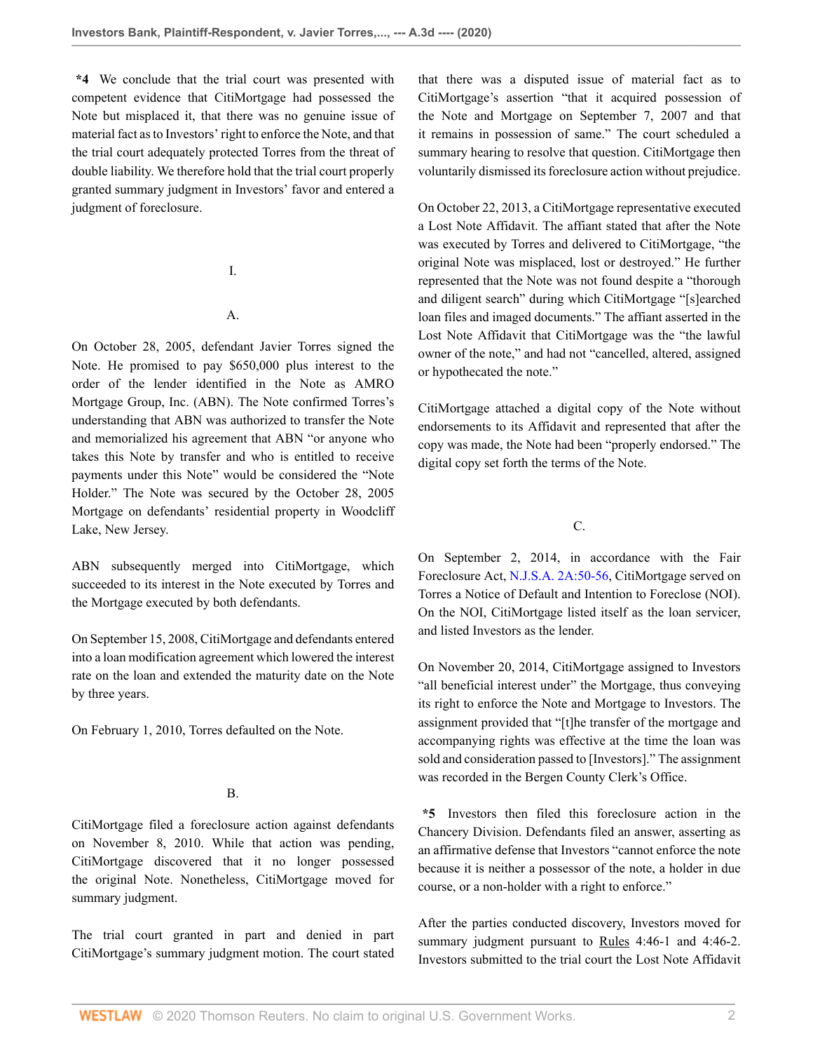**\*4** We conclude that the trial court was presented with competent evidence that CitiMortgage had possessed the Note but misplaced it, that there was no genuine issue of material fact as to Investors' right to enforce the Note, and that the trial court adequately protected Torres from the threat of double liability. We therefore hold that the trial court properly granted summary judgment in Investors' favor and entered a judgment of foreclosure.

## I.

### A.

On October 28, 2005, defendant Javier Torres signed the Note. He promised to pay $650,000 plus interest to the order of the lender identified in the Note as AMRO Mortgage Group, Inc. (ABN). The Note confirmed Torres's understanding that ABN was authorized to transfer the Note and memorialized his agreement that ABN "or anyone who takes this Note by transfer and who is entitled to receive payments under this Note" would be considered the "Note Holder." The Note was secured by the October 28, 2005 Mortgage on defendants' residential property in Woodcliff Lake, New Jersey.

ABN subsequently merged into CitiMortgage, which succeeded to its interest in the Note executed by Torres and the Mortgage executed by both defendants.

On September 15, 2008, CitiMortgage and defendants entered into a loan modification agreement which lowered the interest rate on the loan and extended the maturity date on the Note by three years.

On February 1, 2010, Torres defaulted on the Note.

### B.

CitiMortgage filed a foreclosure action against defendants on November 8, 2010. While that action was pending, CitiMortgage discovered that it no longer possessed the original Note. Nonetheless, CitiMortgage moved for summary judgment.

The trial court granted in part and denied in part CitiMortgage's summary judgment motion. The court stated that there was a disputed issue of material fact as to CitiMortgage's assertion "that it acquired possession of the Note and Mortgage on September 7, 2007 and that it remains in possession of same." The court scheduled a summary hearing to resolve that question. CitiMortgage then voluntarily dismissed its foreclosure action without prejudice.

On October 22, 2013, a CitiMortgage representative executed a Lost Note Affidavit. The affiant stated that after the Note was executed by Torres and delivered to CitiMortgage, "the original Note was misplaced, lost or destroyed." He further represented that the Note was not found despite a "thorough and diligent search" during which CitiMortgage "[s]earched loan files and imaged documents." The affiant asserted in the Lost Note Affidavit that CitiMortgage was the "the lawful owner of the note," and had not "cancelled, altered, assigned or hypothecated the note."

CitiMortgage attached a digital copy of the Note without endorsements to its Affidavit and represented that after the copy was made, the Note had been "properly endorsed." The digital copy set forth the terms of the Note.

### C.

On September 2, 2014, in accordance with the Fair Foreclosure Act, N.J.S.A. 2A:50-56, CitiMortgage served on Torres a Notice of Default and Intention to Foreclose (NOI). On the NOI, CitiMortgage listed itself as the loan servicer, and listed Investors as the lender.

On November 20, 2014, CitiMortgage assigned to Investors "all beneficial interest under" the Mortgage, thus conveying its right to enforce the Note and Mortgage to Investors. The assignment provided that "[t]he transfer of the mortgage and accompanying rights was effective at the time the loan was sold and consideration passed to [Investors]." The assignment was recorded in the Bergen County Clerk's Office.

**\*5** Investors then filed this foreclosure action in the Chancery Division. Defendants filed an answer, asserting as an affirmative defense that Investors "cannot enforce the note because it is neither a possessor of the note, a holder in due course, or a non-holder with a right to enforce."

After the parties conducted discovery, Investors moved for summary judgment pursuant to Rules 4:46-1 and 4:46-2. Investors submitted to the trial court the Lost Note Affidavit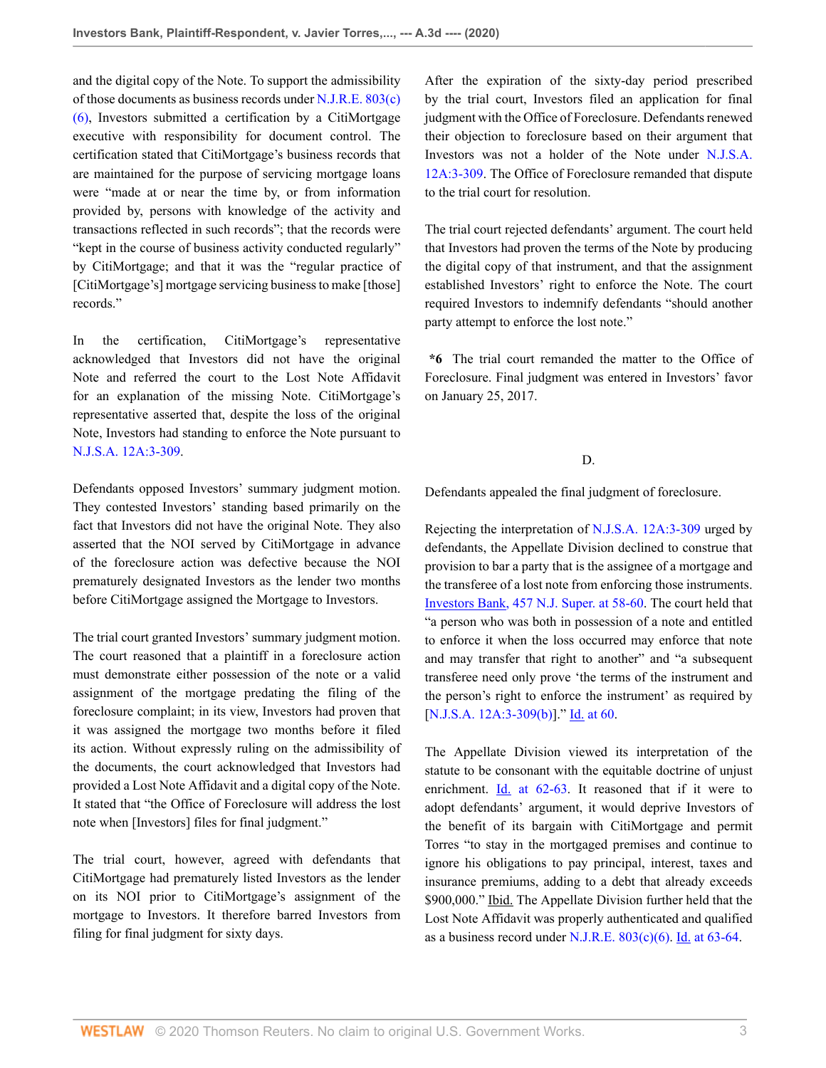and the digital copy of the Note. To support the admissibility of those documents as business records under N.J.R.E. 803(c)(6), Investors submitted a certification by a CitiMortgage executive with responsibility for document control. The certification stated that CitiMortgage's business records that are maintained for the purpose of servicing mortgage loans were "made at or near the time by, or from information provided by, persons with knowledge of the activity and transactions reflected in such records"; that the records were "kept in the course of business activity conducted regularly" by CitiMortgage; and that it was the "regular practice of [CitiMortgage's] mortgage servicing business to make [those] records."

In the certification, CitiMortgage's representative acknowledged that Investors did not have the original Note and referred the court to the Lost Note Affidavit for an explanation of the missing Note. CitiMortgage's representative asserted that, despite the loss of the original Note, Investors had standing to enforce the Note pursuant to N.J.S.A. 12A:3-309.

Defendants opposed Investors' summary judgment motion. They contested Investors' standing based primarily on the fact that Investors did not have the original Note. They also asserted that the NOI served by CitiMortgage in advance of the foreclosure action was defective because the NOI prematurely designated Investors as the lender two months before CitiMortgage assigned the Mortgage to Investors.

The trial court granted Investors' summary judgment motion. The court reasoned that a plaintiff in a foreclosure action must demonstrate either possession of the note or a valid assignment of the mortgage predating the filing of the foreclosure complaint; in its view, Investors had proven that it was assigned the mortgage two months before it filed its action. Without expressly ruling on the admissibility of the documents, the court acknowledged that Investors had provided a Lost Note Affidavit and a digital copy of the Note. It stated that "the Office of Foreclosure will address the lost note when [Investors] files for final judgment."

The trial court, however, agreed with defendants that CitiMortgage had prematurely listed Investors as the lender on its NOI prior to CitiMortgage's assignment of the mortgage to Investors. It therefore barred Investors from filing for final judgment for sixty days.

After the expiration of the sixty-day period prescribed by the trial court, Investors filed an application for final judgment with the Office of Foreclosure. Defendants renewed their objection to foreclosure based on their argument that Investors was not a holder of the Note under N.J.S.A. 12A:3-309. The Office of Foreclosure remanded that dispute to the trial court for resolution.

The trial court rejected defendants' argument. The court held that Investors had proven the terms of the Note by producing the digital copy of that instrument, and that the assignment established Investors' right to enforce the Note. The court required Investors to indemnify defendants "should another party attempt to enforce the lost note."

**\*6** The trial court remanded the matter to the Office of Foreclosure. Final judgment was entered in Investors' favor on January 25, 2017.

D.

Defendants appealed the final judgment of foreclosure.

Rejecting the interpretation of N.J.S.A. 12A:3-309 urged by defendants, the Appellate Division declined to construe that provision to bar a party that is the assignee of a mortgage and the transferee of a lost note from enforcing those instruments. Investors Bank, 457 N.J. Super. at 58-60. The court held that "a person who was both in possession of a note and entitled to enforce it when the loss occurred may enforce that note and may transfer that right to another" and "a subsequent transferee need only prove 'the terms of the instrument and the person's right to enforce the instrument' as required by [N.J.S.A. 12A:3-309(b)]." Id. at 60.

The Appellate Division viewed its interpretation of the statute to be consonant with the equitable doctrine of unjust enrichment. Id. at 62-63. It reasoned that if it were to adopt defendants' argument, it would deprive Investors of the benefit of its bargain with CitiMortgage and permit Torres "to stay in the mortgaged premises and continue to ignore his obligations to pay principal, interest, taxes and insurance premiums, adding to a debt that already exceeds $900,000." Ibid. The Appellate Division further held that the Lost Note Affidavit was properly authenticated and qualified as a business record under N.J.R.E. 803(c)(6). Id. at 63-64.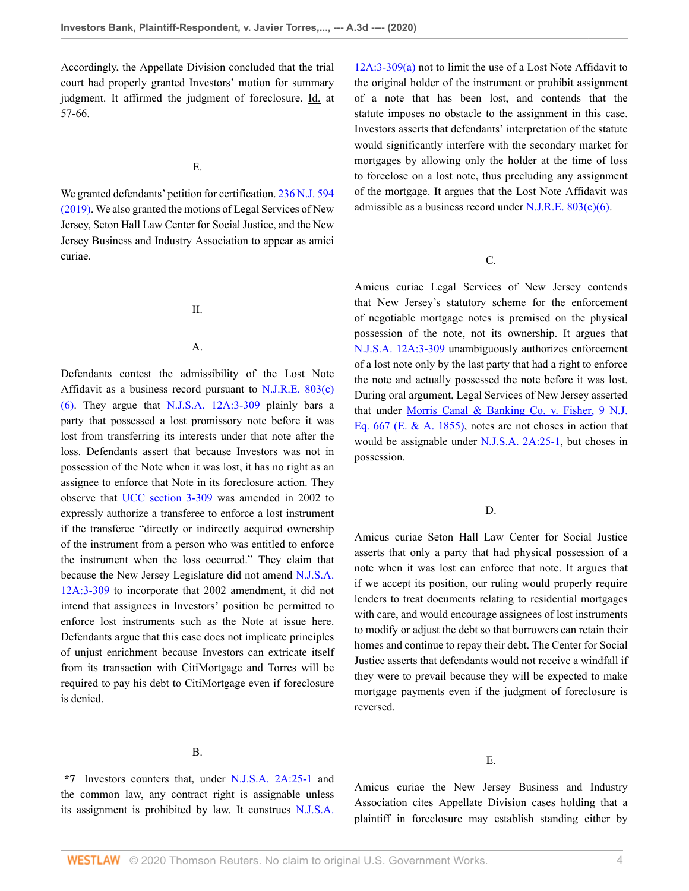Accordingly, the Appellate Division concluded that the trial court had properly granted Investors' motion for summary judgment. It affirmed the judgment of foreclosure. Id. at 57-66.

E.

We granted defendants' petition for certification. 236 N.J. 594 (2019). We also granted the motions of Legal Services of New Jersey, Seton Hall Law Center for Social Justice, and the New Jersey Business and Industry Association to appear as amici curiae.

II.

A.

Defendants contest the admissibility of the Lost Note Affidavit as a business record pursuant to N.J.R.E. 803(c)(6). They argue that N.J.S.A. 12A:3-309 plainly bars a party that possessed a lost promissory note before it was lost from transferring its interests under that note after the loss. Defendants assert that because Investors was not in possession of the Note when it was lost, it has no right as an assignee to enforce that Note in its foreclosure action. They observe that UCC section 3-309 was amended in 2002 to expressly authorize a transferee to enforce a lost instrument if the transferee "directly or indirectly acquired ownership of the instrument from a person who was entitled to enforce the instrument when the loss occurred." They claim that because the New Jersey Legislature did not amend N.J.S.A. 12A:3-309 to incorporate that 2002 amendment, it did not intend that assignees in Investors' position be permitted to enforce lost instruments such as the Note at issue here. Defendants argue that this case does not implicate principles of unjust enrichment because Investors can extricate itself from its transaction with CitiMortgage and Torres will be required to pay his debt to CitiMortgage even if foreclosure is denied.

B.

**\*7** Investors counters that, under N.J.S.A. 2A:25-1 and the common law, any contract right is assignable unless its assignment is prohibited by law. It construes N.J.S.A. 12A:3-309(a) not to limit the use of a Lost Note Affidavit to the original holder of the instrument or prohibit assignment of a note that has been lost, and contends that the statute imposes no obstacle to the assignment in this case. Investors asserts that defendants' interpretation of the statute would significantly interfere with the secondary market for mortgages by allowing only the holder at the time of loss to foreclose on a lost note, thus precluding any assignment of the mortgage. It argues that the Lost Note Affidavit was admissible as a business record under N.J.R.E. 803(c)(6).

C.

Amicus curiae Legal Services of New Jersey contends that New Jersey's statutory scheme for the enforcement of negotiable mortgage notes is premised on the physical possession of the note, not its ownership. It argues that N.J.S.A. 12A:3-309 unambiguously authorizes enforcement of a lost note only by the last party that had a right to enforce the note and actually possessed the note before it was lost. During oral argument, Legal Services of New Jersey asserted that under Morris Canal & Banking Co. v. Fisher, 9 N.J. Eq. 667 (E. & A. 1855), notes are not choses in action that would be assignable under N.J.S.A. 2A:25-1, but choses in possession.

D.

Amicus curiae Seton Hall Law Center for Social Justice asserts that only a party that had physical possession of a note when it was lost can enforce that note. It argues that if we accept its position, our ruling would properly require lenders to treat documents relating to residential mortgages with care, and would encourage assignees of lost instruments to modify or adjust the debt so that borrowers can retain their homes and continue to repay their debt. The Center for Social Justice asserts that defendants would not receive a windfall if they were to prevail because they will be expected to make mortgage payments even if the judgment of foreclosure is reversed.

E.

Amicus curiae the New Jersey Business and Industry Association cites Appellate Division cases holding that a plaintiff in foreclosure may establish standing either by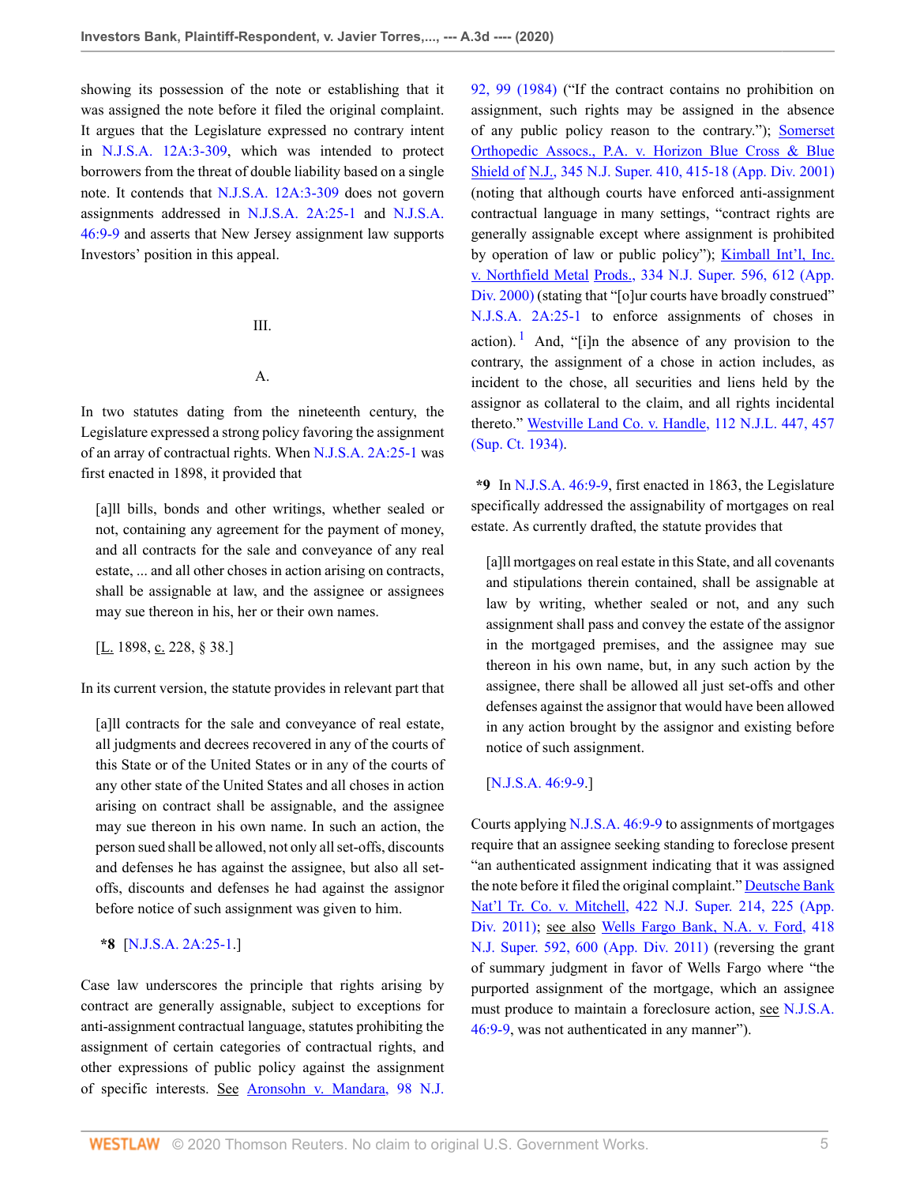showing its possession of the note or establishing that it was assigned the note before it filed the original complaint. It argues that the Legislature expressed no contrary intent in N.J.S.A. 12A:3-309, which was intended to protect borrowers from the threat of double liability based on a single note. It contends that N.J.S.A. 12A:3-309 does not govern assignments addressed in N.J.S.A. 2A:25-1 and N.J.S.A. 46:9-9 and asserts that New Jersey assignment law supports Investors' position in this appeal.

## III.

### A.

In two statutes dating from the nineteenth century, the Legislature expressed a strong policy favoring the assignment of an array of contractual rights. When N.J.S.A. 2A:25-1 was first enacted in 1898, it provided that

> [a]ll bills, bonds and other writings, whether sealed or not, containing any agreement for the payment of money, and all contracts for the sale and conveyance of any real estate, ... and all other choses in action arising on contracts, shall be assignable at law, and the assignee or assignees may sue thereon in his, her or their own names.
>
> [L. 1898, c. 228, § 38.]

In its current version, the statute provides in relevant part that

> [a]ll contracts for the sale and conveyance of real estate, all judgments and decrees recovered in any of the courts of this State or of the United States or in any of the courts of any other state of the United States and all choses in action arising on contract shall be assignable, and the assignee may sue thereon in his own name. In such an action, the person sued shall be allowed, not only all set-offs, discounts and defenses he has against the assignee, but also all set-offs, discounts and defenses he had against the assignor before notice of such assignment was given to him.
>
> **\*8** [N.J.S.A. 2A:25-1.]

Case law underscores the principle that rights arising by contract are generally assignable, subject to exceptions for anti-assignment contractual language, statutes prohibiting the assignment of certain categories of contractual rights, and other expressions of public policy against the assignment of specific interests. See Aronsohn v. Mandara, 98 N.J. 92, 99 (1984) ("If the contract contains no prohibition on assignment, such rights may be assigned in the absence of any public policy reason to the contrary."); Somerset Orthopedic Assocs., P.A. v. Horizon Blue Cross & Blue Shield of N.J., 345 N.J. Super. 410, 415-18 (App. Div. 2001) (noting that although courts have enforced anti-assignment contractual language in many settings, "contract rights are generally assignable except where assignment is prohibited by operation of law or public policy"); Kimball Int'l, Inc. v. Northfield Metal Prods., 334 N.J. Super. 596, 612 (App. Div. 2000) (stating that "[o]ur courts have broadly construed" N.J.S.A. 2A:25-1 to enforce assignments of choses in action).[1] And, "[i]n the absence of any provision to the contrary, the assignment of a chose in action includes, as incident to the chose, all securities and liens held by the assignor as collateral to the claim, and all rights incidental thereto." Westville Land Co. v. Handle, 112 N.J.L. 447, 457 (Sup. Ct. 1934).

**\*9** In N.J.S.A. 46:9-9, first enacted in 1863, the Legislature specifically addressed the assignability of mortgages on real estate. As currently drafted, the statute provides that

> [a]ll mortgages on real estate in this State, and all covenants and stipulations therein contained, shall be assignable at law by writing, whether sealed or not, and any such assignment shall pass and convey the estate of the assignor in the mortgaged premises, and the assignee may sue thereon in his own name, but, in any such action by the assignee, there shall be allowed all just set-offs and other defenses against the assignor that would have been allowed in any action brought by the assignor and existing before notice of such assignment.
>
> [N.J.S.A. 46:9-9.]

Courts applying N.J.S.A. 46:9-9 to assignments of mortgages require that an assignee seeking standing to foreclose present "an authenticated assignment indicating that it was assigned the note before it filed the original complaint." Deutsche Bank Nat'l Tr. Co. v. Mitchell, 422 N.J. Super. 214, 225 (App. Div. 2011); see also Wells Fargo Bank, N.A. v. Ford, 418 N.J. Super. 592, 600 (App. Div. 2011) (reversing the grant of summary judgment in favor of Wells Fargo where "the purported assignment of the mortgage, which an assignee must produce to maintain a foreclosure action, see N.J.S.A. 46:9-9, was not authenticated in any manner").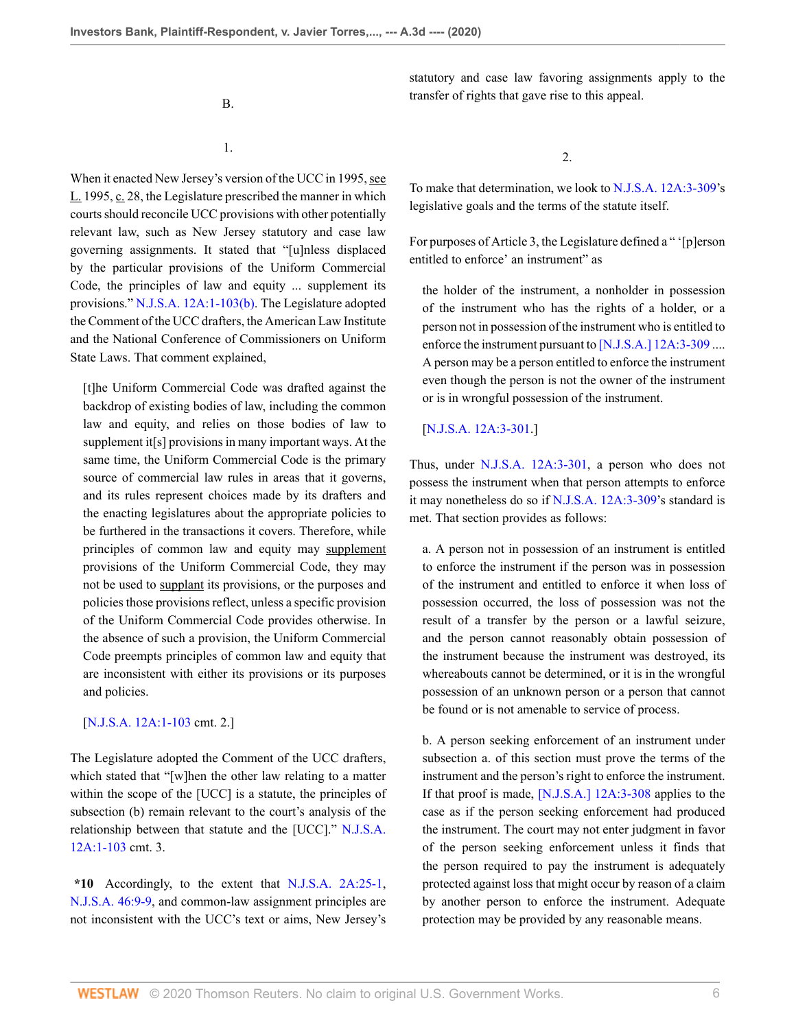B.

1.

When it enacted New Jersey's version of the UCC in 1995, see L. 1995, c. 28, the Legislature prescribed the manner in which courts should reconcile UCC provisions with other potentially relevant law, such as New Jersey statutory and case law governing assignments. It stated that "[u]nless displaced by the particular provisions of the Uniform Commercial Code, the principles of law and equity ... supplement its provisions." N.J.S.A. 12A:1-103(b). The Legislature adopted the Comment of the UCC drafters, the American Law Institute and the National Conference of Commissioners on Uniform State Laws. That comment explained,

> [t]he Uniform Commercial Code was drafted against the backdrop of existing bodies of law, including the common law and equity, and relies on those bodies of law to supplement it[s] provisions in many important ways. At the same time, the Uniform Commercial Code is the primary source of commercial law rules in areas that it governs, and its rules represent choices made by its drafters and the enacting legislatures about the appropriate policies to be furthered in the transactions it covers. Therefore, while principles of common law and equity may supplement provisions of the Uniform Commercial Code, they may not be used to supplant its provisions, or the purposes and policies those provisions reflect, unless a specific provision of the Uniform Commercial Code provides otherwise. In the absence of such a provision, the Uniform Commercial Code preempts principles of common law and equity that are inconsistent with either its provisions or its purposes and policies.
>
> [N.J.S.A. 12A:1-103 cmt. 2.]

The Legislature adopted the Comment of the UCC drafters, which stated that "[w]hen the other law relating to a matter within the scope of the [UCC] is a statute, the principles of subsection (b) remain relevant to the court's analysis of the relationship between that statute and the [UCC]." N.J.S.A. 12A:1-103 cmt. 3.

**\*10** Accordingly, to the extent that N.J.S.A. 2A:25-1, N.J.S.A. 46:9-9, and common-law assignment principles are not inconsistent with the UCC's text or aims, New Jersey's statutory and case law favoring assignments apply to the transfer of rights that gave rise to this appeal.

2.

To make that determination, we look to N.J.S.A. 12A:3-309's legislative goals and the terms of the statute itself.

For purposes of Article 3, the Legislature defined a "'[p]erson entitled to enforce' an instrument" as

> the holder of the instrument, a nonholder in possession of the instrument who has the rights of a holder, or a person not in possession of the instrument who is entitled to enforce the instrument pursuant to [N.J.S.A.] 12A:3-309 .... A person may be a person entitled to enforce the instrument even though the person is not the owner of the instrument or is in wrongful possession of the instrument.
>
> [N.J.S.A. 12A:3-301.]

Thus, under N.J.S.A. 12A:3-301, a person who does not possess the instrument when that person attempts to enforce it may nonetheless do so if N.J.S.A. 12A:3-309's standard is met. That section provides as follows:

> a. A person not in possession of an instrument is entitled to enforce the instrument if the person was in possession of the instrument and entitled to enforce it when loss of possession occurred, the loss of possession was not the result of a transfer by the person or a lawful seizure, and the person cannot reasonably obtain possession of the instrument because the instrument was destroyed, its whereabouts cannot be determined, or it is in the wrongful possession of an unknown person or a person that cannot be found or is not amenable to service of process.
>
> b. A person seeking enforcement of an instrument under subsection a. of this section must prove the terms of the instrument and the person's right to enforce the instrument. If that proof is made, [N.J.S.A.] 12A:3-308 applies to the case as if the person seeking enforcement had produced the instrument. The court may not enter judgment in favor of the person seeking enforcement unless it finds that the person required to pay the instrument is adequately protected against loss that might occur by reason of a claim by another person to enforce the instrument. Adequate protection may be provided by any reasonable means.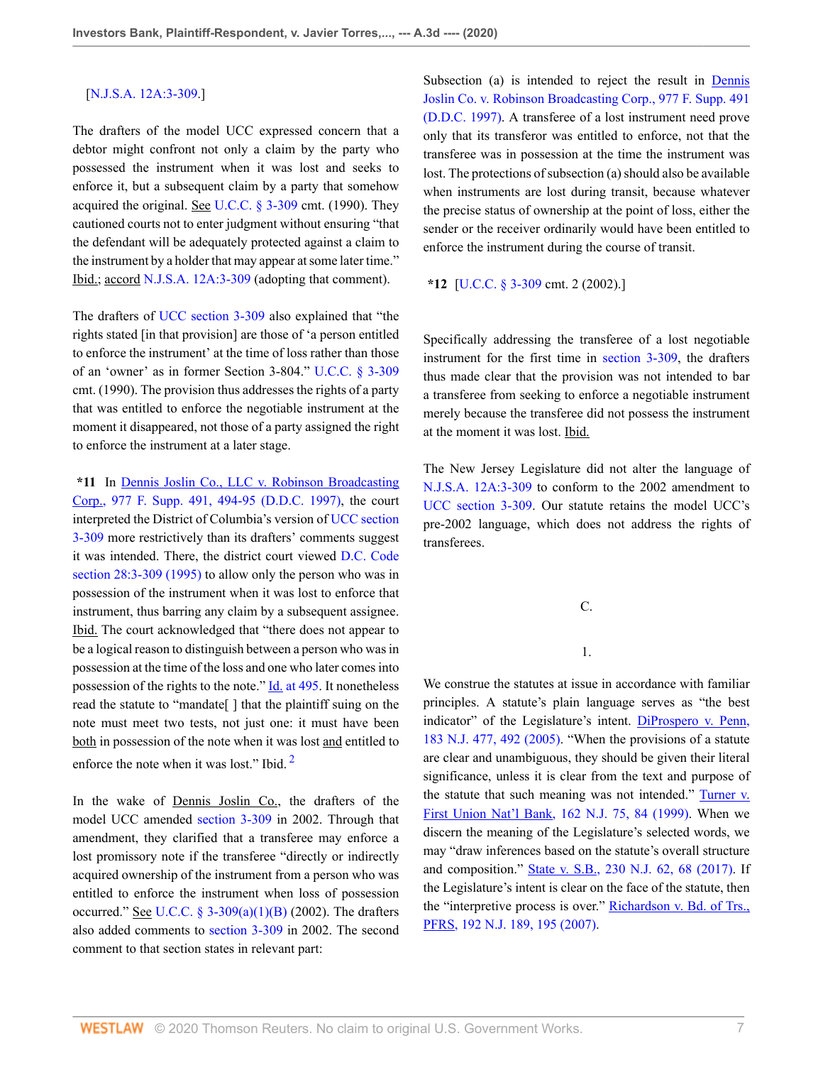[N.J.S.A. 12A:3-309.]

The drafters of the model UCC expressed concern that a debtor might confront not only a claim by the party who possessed the instrument when it was lost and seeks to enforce it, but a subsequent claim by a party that somehow acquired the original. See U.C.C. § 3-309 cmt. (1990). They cautioned courts not to enter judgment without ensuring "that the defendant will be adequately protected against a claim to the instrument by a holder that may appear at some later time." Ibid.; accord N.J.S.A. 12A:3-309 (adopting that comment).

The drafters of UCC section 3-309 also explained that "the rights stated [in that provision] are those of 'a person entitled to enforce the instrument' at the time of loss rather than those of an 'owner' as in former Section 3-804." U.C.C. § 3-309 cmt. (1990). The provision thus addresses the rights of a party that was entitled to enforce the negotiable instrument at the moment it disappeared, not those of a party assigned the right to enforce the instrument at a later stage.

**\*11** In Dennis Joslin Co., LLC v. Robinson Broadcasting Corp., 977 F. Supp. 491, 494-95 (D.D.C. 1997), the court interpreted the District of Columbia's version of UCC section 3-309 more restrictively than its drafters' comments suggest it was intended. There, the district court viewed D.C. Code section 28:3-309 (1995) to allow only the person who was in possession of the instrument when it was lost to enforce that instrument, thus barring any claim by a subsequent assignee. Ibid. The court acknowledged that "there does not appear to be a logical reason to distinguish between a person who was in possession at the time of the loss and one who later comes into possession of the rights to the note." Id. at 495. It nonetheless read the statute to "mandate[ ] that the plaintiff suing on the note must meet two tests, not just one: it must have been both in possession of the note when it was lost and entitled to enforce the note when it was lost." Ibid. [2]

In the wake of Dennis Joslin Co., the drafters of the model UCC amended section 3-309 in 2002. Through that amendment, they clarified that a transferee may enforce a lost promissory note if the transferee "directly or indirectly acquired ownership of the instrument from a person who was entitled to enforce the instrument when loss of possession occurred." See U.C.C. § 3-309(a)(1)(B) (2002). The drafters also added comments to section 3-309 in 2002. The second comment to that section states in relevant part:

Subsection (a) is intended to reject the result in Dennis Joslin Co. v. Robinson Broadcasting Corp., 977 F. Supp. 491 (D.D.C. 1997). A transferee of a lost instrument need prove only that its transferor was entitled to enforce, not that the transferee was in possession at the time the instrument was lost. The protections of subsection (a) should also be available when instruments are lost during transit, because whatever the precise status of ownership at the point of loss, either the sender or the receiver ordinarily would have been entitled to enforce the instrument during the course of transit.

**\*12** [U.C.C. § 3-309 cmt. 2 (2002).]

Specifically addressing the transferee of a lost negotiable instrument for the first time in section 3-309, the drafters thus made clear that the provision was not intended to bar a transferee from seeking to enforce a negotiable instrument merely because the transferee did not possess the instrument at the moment it was lost. Ibid.

The New Jersey Legislature did not alter the language of N.J.S.A. 12A:3-309 to conform to the 2002 amendment to UCC section 3-309. Our statute retains the model UCC's pre-2002 language, which does not address the rights of transferees.

## C.

### 1.

We construe the statutes at issue in accordance with familiar principles. A statute's plain language serves as "the best indicator" of the Legislature's intent. DiProspero v. Penn, 183 N.J. 477, 492 (2005). "When the provisions of a statute are clear and unambiguous, they should be given their literal significance, unless it is clear from the text and purpose of the statute that such meaning was not intended." Turner v. First Union Nat'l Bank, 162 N.J. 75, 84 (1999). When we discern the meaning of the Legislature's selected words, we may "draw inferences based on the statute's overall structure and composition." State v. S.B., 230 N.J. 62, 68 (2017). If the Legislature's intent is clear on the face of the statute, then the "interpretive process is over." Richardson v. Bd. of Trs., PFRS, 192 N.J. 189, 195 (2007).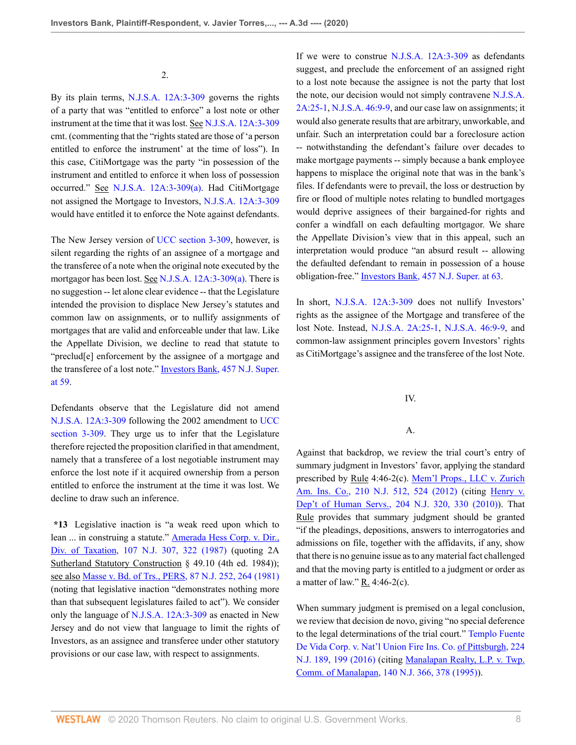2.

By its plain terms, N.J.S.A. 12A:3-309 governs the rights of a party that was "entitled to enforce" a lost note or other instrument at the time that it was lost. See N.J.S.A. 12A:3-309 cmt. (commenting that the "rights stated are those of 'a person entitled to enforce the instrument' at the time of loss"). In this case, CitiMortgage was the party "in possession of the instrument and entitled to enforce it when loss of possession occurred." See N.J.S.A. 12A:3-309(a). Had CitiMortgage not assigned the Mortgage to Investors, N.J.S.A. 12A:3-309 would have entitled it to enforce the Note against defendants.

The New Jersey version of UCC section 3-309, however, is silent regarding the rights of an assignee of a mortgage and the transferee of a note when the original note executed by the mortgagor has been lost. See N.J.S.A. 12A:3-309(a). There is no suggestion -- let alone clear evidence -- that the Legislature intended the provision to displace New Jersey's statutes and common law on assignments, or to nullify assignments of mortgages that are valid and enforceable under that law. Like the Appellate Division, we decline to read that statute to "preclud[e] enforcement by the assignee of a mortgage and the transferee of a lost note." Investors Bank, 457 N.J. Super. at 59.

Defendants observe that the Legislature did not amend N.J.S.A. 12A:3-309 following the 2002 amendment to UCC section 3-309. They urge us to infer that the Legislature therefore rejected the proposition clarified in that amendment, namely that a transferee of a lost negotiable instrument may enforce the lost note if it acquired ownership from a person entitled to enforce the instrument at the time it was lost. We decline to draw such an inference.

**\*13** Legislative inaction is "a weak reed upon which to lean ... in construing a statute." Amerada Hess Corp. v. Dir., Div. of Taxation, 107 N.J. 307, 322 (1987) (quoting 2A Sutherland Statutory Construction § 49.10 (4th ed. 1984)); see also Masse v. Bd. of Trs., PERS, 87 N.J. 252, 264 (1981) (noting that legislative inaction "demonstrates nothing more than that subsequent legislatures failed to act"). We consider only the language of N.J.S.A. 12A:3-309 as enacted in New Jersey and do not view that language to limit the rights of Investors, as an assignee and transferee under other statutory provisions or our case law, with respect to assignments.

If we were to construe N.J.S.A. 12A:3-309 as defendants suggest, and preclude the enforcement of an assigned right to a lost note because the assignee is not the party that lost the note, our decision would not simply contravene N.J.S.A. 2A:25-1, N.J.S.A. 46:9-9, and our case law on assignments; it would also generate results that are arbitrary, unworkable, and unfair. Such an interpretation could bar a foreclosure action -- notwithstanding the defendant's failure over decades to make mortgage payments -- simply because a bank employee happens to misplace the original note that was in the bank's files. If defendants were to prevail, the loss or destruction by fire or flood of multiple notes relating to bundled mortgages would deprive assignees of their bargained-for rights and confer a windfall on each defaulting mortgagor. We share the Appellate Division's view that in this appeal, such an interpretation would produce "an absurd result -- allowing the defaulted defendant to remain in possession of a house obligation-free." Investors Bank, 457 N.J. Super. at 63.

In short, N.J.S.A. 12A:3-309 does not nullify Investors' rights as the assignee of the Mortgage and transferee of the lost Note. Instead, N.J.S.A. 2A:25-1, N.J.S.A. 46:9-9, and common-law assignment principles govern Investors' rights as CitiMortgage's assignee and the transferee of the lost Note.

IV.

A.

Against that backdrop, we review the trial court's entry of summary judgment in Investors' favor, applying the standard prescribed by Rule 4:46-2(c). Mem'l Props., LLC v. Zurich Am. Ins. Co., 210 N.J. 512, 524 (2012) (citing Henry v. Dep't of Human Servs., 204 N.J. 320, 330 (2010)). That Rule provides that summary judgment should be granted "if the pleadings, depositions, answers to interrogatories and admissions on file, together with the affidavits, if any, show that there is no genuine issue as to any material fact challenged and that the moving party is entitled to a judgment or order as a matter of law." R. 4:46-2(c).

When summary judgment is premised on a legal conclusion, we review that decision de novo, giving "no special deference to the legal determinations of the trial court." Templo Fuente De Vida Corp. v. Nat'l Union Fire Ins. Co. of Pittsburgh, 224 N.J. 189, 199 (2016) (citing Manalapan Realty, L.P. v. Twp. Comm. of Manalapan, 140 N.J. 366, 378 (1995)).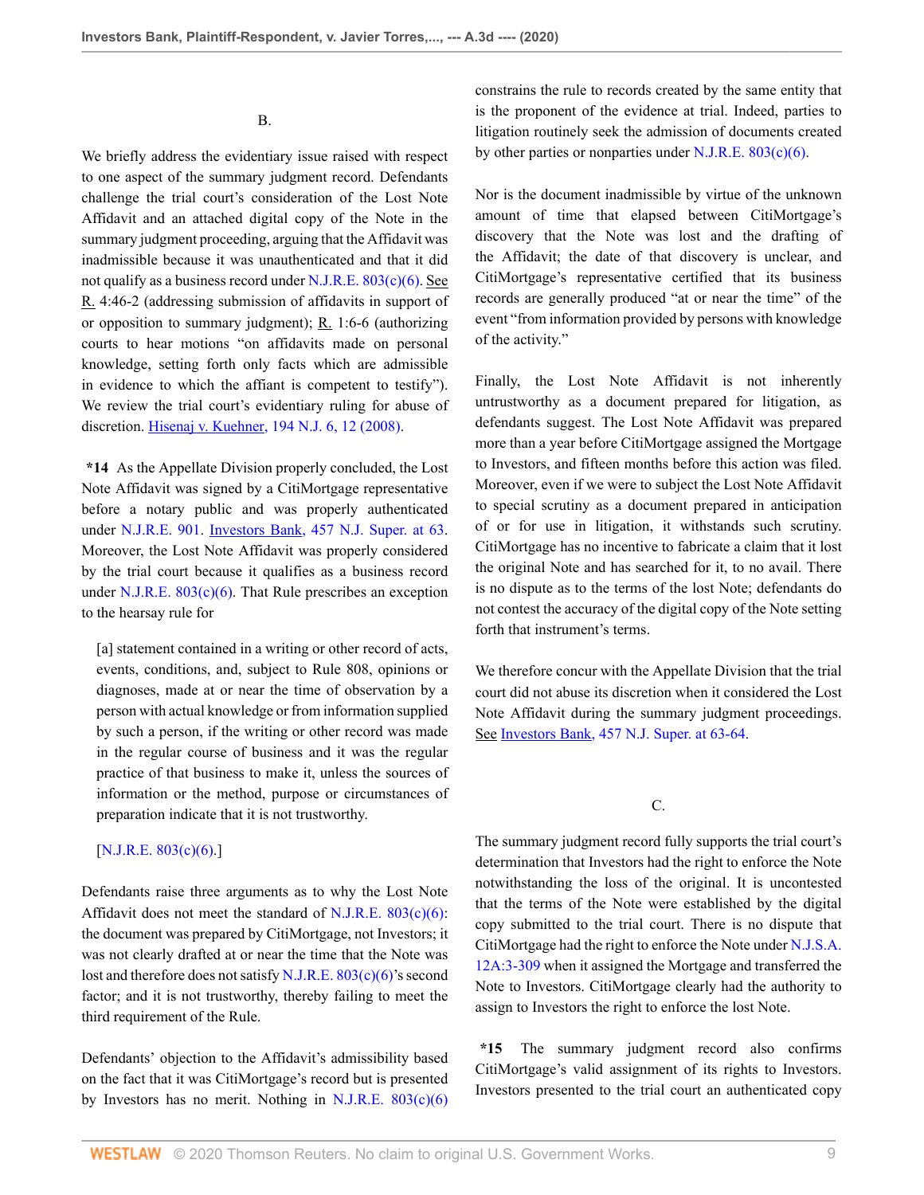B.

We briefly address the evidentiary issue raised with respect to one aspect of the summary judgment record. Defendants challenge the trial court's consideration of the Lost Note Affidavit and an attached digital copy of the Note in the summary judgment proceeding, arguing that the Affidavit was inadmissible because it was unauthenticated and that it did not qualify as a business record under N.J.R.E. 803(c)(6). See R. 4:46-2 (addressing submission of affidavits in support of or opposition to summary judgment); R. 1:6-6 (authorizing courts to hear motions "on affidavits made on personal knowledge, setting forth only facts which are admissible in evidence to which the affiant is competent to testify"). We review the trial court's evidentiary ruling for abuse of discretion. Hisenaj v. Kuehner, 194 N.J. 6, 12 (2008).

**\*14** As the Appellate Division properly concluded, the Lost Note Affidavit was signed by a CitiMortgage representative before a notary public and was properly authenticated under N.J.R.E. 901. Investors Bank, 457 N.J. Super. at 63. Moreover, the Lost Note Affidavit was properly considered by the trial court because it qualifies as a business record under N.J.R.E. 803(c)(6). That Rule prescribes an exception to the hearsay rule for

> [a] statement contained in a writing or other record of acts, events, conditions, and, subject to Rule 808, opinions or diagnoses, made at or near the time of observation by a person with actual knowledge or from information supplied by such a person, if the writing or other record was made in the regular course of business and it was the regular practice of that business to make it, unless the sources of information or the method, purpose or circumstances of preparation indicate that it is not trustworthy.
>
> [N.J.R.E. 803(c)(6).]

Defendants raise three arguments as to why the Lost Note Affidavit does not meet the standard of N.J.R.E. 803(c)(6): the document was prepared by CitiMortgage, not Investors; it was not clearly drafted at or near the time that the Note was lost and therefore does not satisfy N.J.R.E. 803(c)(6)'s second factor; and it is not trustworthy, thereby failing to meet the third requirement of the Rule.

Defendants' objection to the Affidavit's admissibility based on the fact that it was CitiMortgage's record but is presented by Investors has no merit. Nothing in N.J.R.E. 803(c)(6) constrains the rule to records created by the same entity that is the proponent of the evidence at trial. Indeed, parties to litigation routinely seek the admission of documents created by other parties or nonparties under N.J.R.E. 803(c)(6).

Nor is the document inadmissible by virtue of the unknown amount of time that elapsed between CitiMortgage's discovery that the Note was lost and the drafting of the Affidavit; the date of that discovery is unclear, and CitiMortgage's representative certified that its business records are generally produced "at or near the time" of the event "from information provided by persons with knowledge of the activity."

Finally, the Lost Note Affidavit is not inherently untrustworthy as a document prepared for litigation, as defendants suggest. The Lost Note Affidavit was prepared more than a year before CitiMortgage assigned the Mortgage to Investors, and fifteen months before this action was filed. Moreover, even if we were to subject the Lost Note Affidavit to special scrutiny as a document prepared in anticipation of or for use in litigation, it withstands such scrutiny. CitiMortgage has no incentive to fabricate a claim that it lost the original Note and has searched for it, to no avail. There is no dispute as to the terms of the lost Note; defendants do not contest the accuracy of the digital copy of the Note setting forth that instrument's terms.

We therefore concur with the Appellate Division that the trial court did not abuse its discretion when it considered the Lost Note Affidavit during the summary judgment proceedings. See Investors Bank, 457 N.J. Super. at 63-64.

C.

The summary judgment record fully supports the trial court's determination that Investors had the right to enforce the Note notwithstanding the loss of the original. It is uncontested that the terms of the Note were established by the digital copy submitted to the trial court. There is no dispute that CitiMortgage had the right to enforce the Note under N.J.S.A. 12A:3-309 when it assigned the Mortgage and transferred the Note to Investors. CitiMortgage clearly had the authority to assign to Investors the right to enforce the lost Note.

**\*15** The summary judgment record also confirms CitiMortgage's valid assignment of its rights to Investors. Investors presented to the trial court an authenticated copy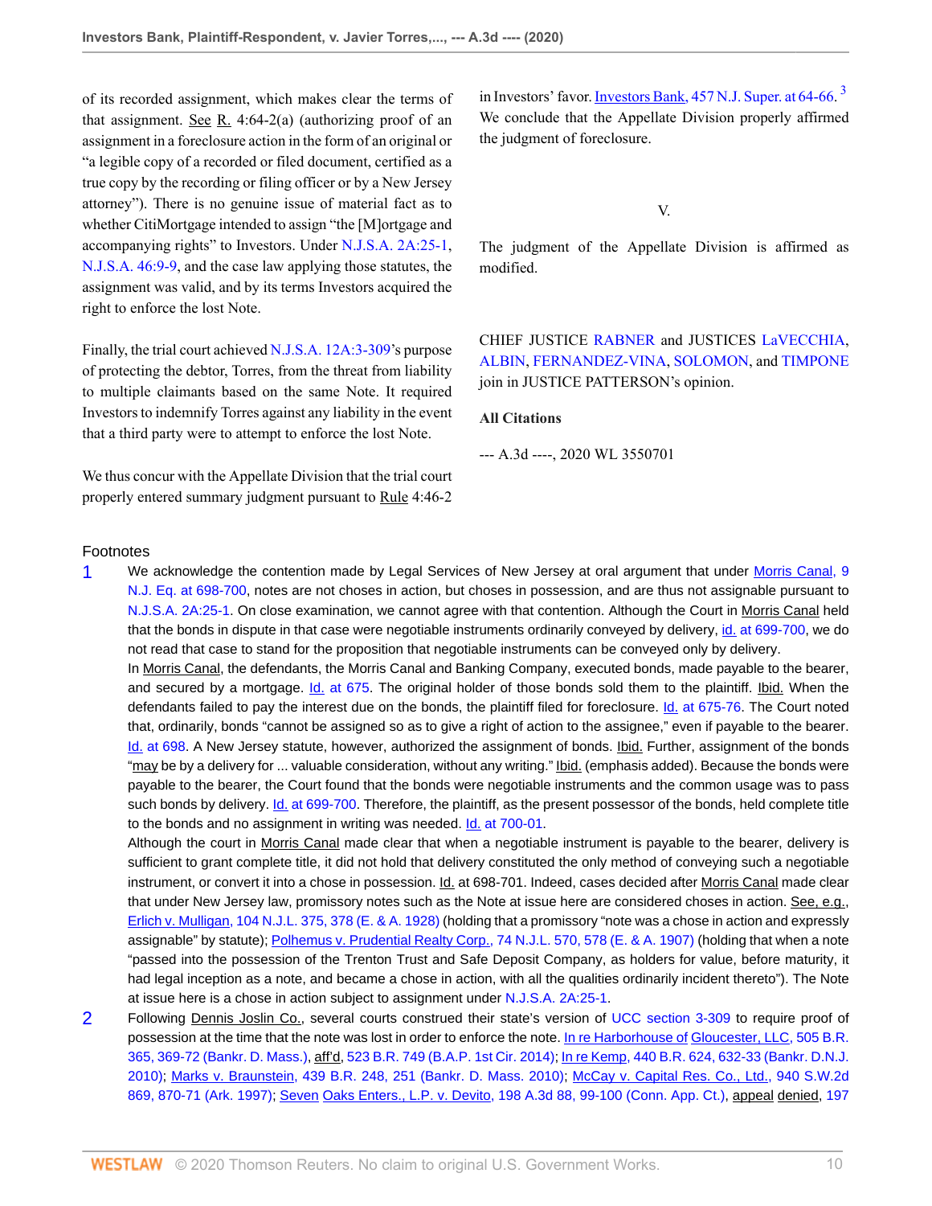of its recorded assignment, which makes clear the terms of that assignment. See R. 4:64-2(a) (authorizing proof of an assignment in a foreclosure action in the form of an original or "a legible copy of a recorded or filed document, certified as a true copy by the recording or filing officer or by a New Jersey attorney"). There is no genuine issue of material fact as to whether CitiMortgage intended to assign "the [M]ortgage and accompanying rights" to Investors. Under N.J.S.A. 2A:25-1, N.J.S.A. 46:9-9, and the case law applying those statutes, the assignment was valid, and by its terms Investors acquired the right to enforce the lost Note.

Finally, the trial court achieved N.J.S.A. 12A:3-309's purpose of protecting the debtor, Torres, from the threat from liability to multiple claimants based on the same Note. It required Investors to indemnify Torres against any liability in the event that a third party were to attempt to enforce the lost Note.

We thus concur with the Appellate Division that the trial court properly entered summary judgment pursuant to Rule 4:46-2 in Investors' favor. Investors Bank, 457 N.J. Super. at 64-66.[3] We conclude that the Appellate Division properly affirmed the judgment of foreclosure.

## V.

The judgment of the Appellate Division is affirmed as modified.

CHIEF JUSTICE RABNER and JUSTICES LaVECCHIA, ALBIN, FERNANDEZ-VINA, SOLOMON, and TIMPONE join in JUSTICE PATTERSON's opinion.

**All Citations**

--- A.3d ----, 2020 WL 3550701

## Footnotes

1 We acknowledge the contention made by Legal Services of New Jersey at oral argument that under Morris Canal, 9 N.J. Eq. at 698-700, notes are not choses in action, but choses in possession, and are thus not assignable pursuant to N.J.S.A. 2A:25-1. On close examination, we cannot agree with that contention. Although the Court in Morris Canal held that the bonds in dispute in that case were negotiable instruments ordinarily conveyed by delivery, id. at 699-700, we do not read that case to stand for the proposition that negotiable instruments can be conveyed only by delivery.

In Morris Canal, the defendants, the Morris Canal and Banking Company, executed bonds, made payable to the bearer, and secured by a mortgage. Id. at 675. The original holder of those bonds sold them to the plaintiff. Ibid. When the defendants failed to pay the interest due on the bonds, the plaintiff filed for foreclosure. Id. at 675-76. The Court noted that, ordinarily, bonds "cannot be assigned so as to give a right of action to the assignee," even if payable to the bearer. Id. at 698. A New Jersey statute, however, authorized the assignment of bonds. Ibid. Further, assignment of the bonds "may be by a delivery for ... valuable consideration, without any writing." Ibid. (emphasis added). Because the bonds were payable to the bearer, the Court found that the bonds were negotiable instruments and the common usage was to pass such bonds by delivery. Id. at 699-700. Therefore, the plaintiff, as the present possessor of the bonds, held complete title to the bonds and no assignment in writing was needed. Id. at 700-01.

Although the court in Morris Canal made clear that when a negotiable instrument is payable to the bearer, delivery is sufficient to grant complete title, it did not hold that delivery constituted the only method of conveying such a negotiable instrument, or convert it into a chose in possession. Id. at 698-701. Indeed, cases decided after Morris Canal made clear that under New Jersey law, promissory notes such as the Note at issue here are considered choses in action. See, e.g., Erlich v. Mulligan, 104 N.J.L. 375, 378 (E. & A. 1928) (holding that a promissory "note was a chose in action and expressly assignable" by statute); Polhemus v. Prudential Realty Corp., 74 N.J.L. 570, 578 (E. & A. 1907) (holding that when a note "passed into the possession of the Trenton Trust and Safe Deposit Company, as holders for value, before maturity, it had legal inception as a note, and became a chose in action, with all the qualities ordinarily incident thereto"). The Note at issue here is a chose in action subject to assignment under N.J.S.A. 2A:25-1.

2 Following Dennis Joslin Co., several courts construed their state's version of UCC section 3-309 to require proof of possession at the time that the note was lost in order to enforce the note. In re Harborhouse of Gloucester, LLC, 505 B.R. 365, 369-72 (Bankr. D. Mass.), aff'd, 523 B.R. 749 (B.A.P. 1st Cir. 2014); In re Kemp, 440 B.R. 624, 632-33 (Bankr. D.N.J. 2010); Marks v. Braunstein, 439 B.R. 248, 251 (Bankr. D. Mass. 2010); McCay v. Capital Res. Co., Ltd., 940 S.W.2d 869, 870-71 (Ark. 1997); Seven Oaks Enters., L.P. v. Devito, 198 A.3d 88, 99-100 (Conn. App. Ct.), appeal denied, 197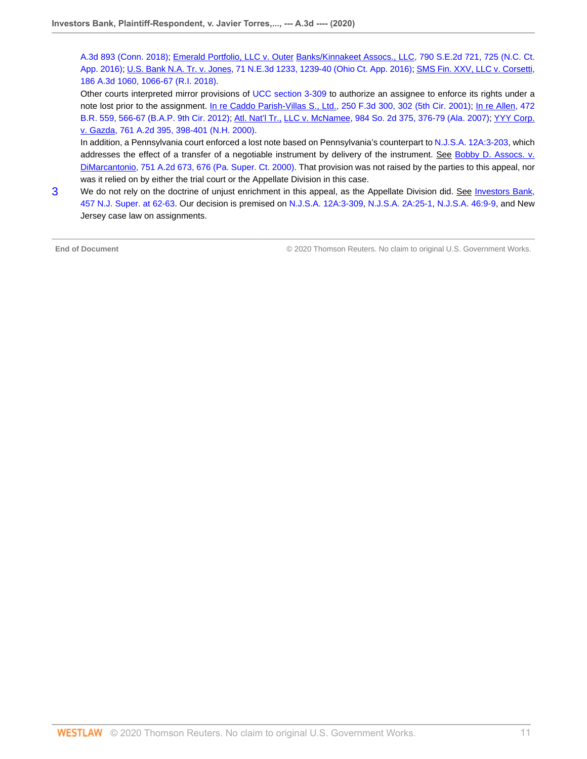A.3d 893 (Conn. 2018); Emerald Portfolio, LLC v. Outer Banks/Kinnakeet Assocs., LLC, 790 S.E.2d 721, 725 (N.C. Ct. App. 2016); U.S. Bank N.A. Tr. v. Jones, 71 N.E.3d 1233, 1239-40 (Ohio Ct. App. 2016); SMS Fin. XXV, LLC v. Corsetti, 186 A.3d 1060, 1066-67 (R.I. 2018).

Other courts interpreted mirror provisions of UCC section 3-309 to authorize an assignee to enforce its rights under a note lost prior to the assignment. In re Caddo Parish-Villas S., Ltd., 250 F.3d 300, 302 (5th Cir. 2001); In re Allen, 472 B.R. 559, 566-67 (B.A.P. 9th Cir. 2012); Atl. Nat'l Tr., LLC v. McNamee, 984 So. 2d 375, 376-79 (Ala. 2007); YYY Corp. v. Gazda, 761 A.2d 395, 398-401 (N.H. 2000).

In addition, a Pennsylvania court enforced a lost note based on Pennsylvania's counterpart to N.J.S.A. 12A:3-203, which addresses the effect of a transfer of a negotiable instrument by delivery of the instrument. See Bobby D. Assocs. v. DiMarcantonio, 751 A.2d 673, 676 (Pa. Super. Ct. 2000). That provision was not raised by the parties to this appeal, nor was it relied on by either the trial court or the Appellate Division in this case.

3 We do not rely on the doctrine of unjust enrichment in this appeal, as the Appellate Division did. See Investors Bank, 457 N.J. Super. at 62-63. Our decision is premised on N.J.S.A. 12A:3-309, N.J.S.A. 2A:25-1, N.J.S.A. 46:9-9, and New Jersey case law on assignments.

End of Document © 2020 Thomson Reuters. No claim to original U.S. Government Works.